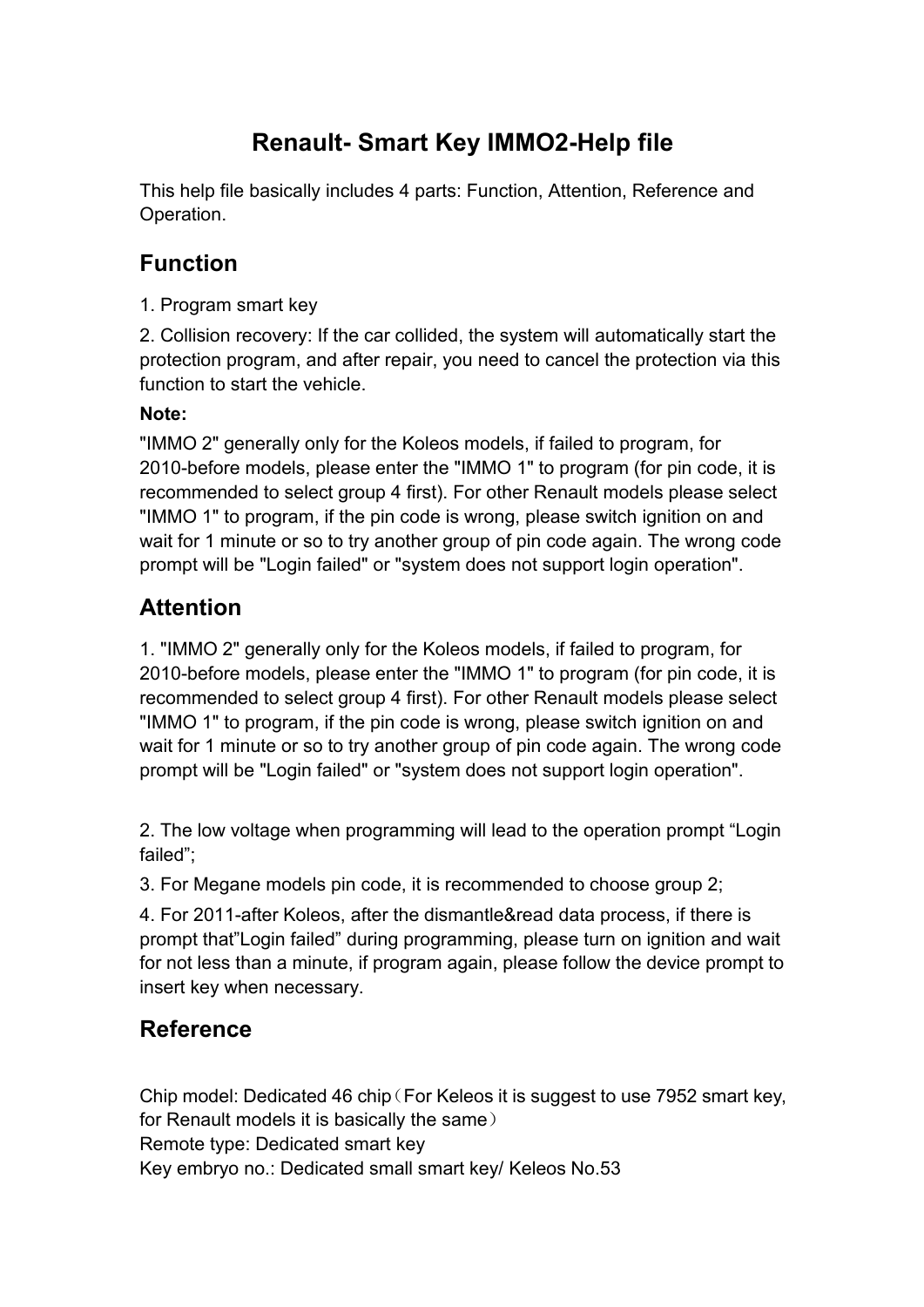# Renault- Smart Key IMMO2-Help file

This help file basically includes 4 parts: Function, Attention, Reference and Operation.

## Function

1. Program smart key
2. Collision recovery: If the car collided, the system will automatically start the protection program, and after repair, you need to cancel the protection via this function to start the vehicle.

**Note:**

"IMMO 2" generally only for the Koleos models, if failed to program, for 2010-before models, please enter the "IMMO 1" to program (for pin code, it is recommended to select group 4 first). For other Renault models please select "IMMO 1" to program, if the pin code is wrong, please switch ignition on and wait for 1 minute or so to try another group of pin code again. The wrong code prompt will be "Login failed" or "system does not support login operation".

## Attention

1. "IMMO 2" generally only for the Koleos models, if failed to program, for 2010-before models, please enter the "IMMO 1" to program (for pin code, it is recommended to select group 4 first). For other Renault models please select "IMMO 1" to program, if the pin code is wrong, please switch ignition on and wait for 1 minute or so to try another group of pin code again. The wrong code prompt will be "Login failed" or "system does not support login operation".

2. The low voltage when programming will lead to the operation prompt “Login failed”;

3. For Megane models pin code, it is recommended to choose group 2;

4. For 2011-after Koleos, after the dismantle&read data process, if there is prompt that”Login failed” during programming, please turn on ignition and wait for not less than a minute, if program again, please follow the device prompt to insert key when necessary.

## Reference

Chip model: Dedicated 46 chip（For Keleos it is suggest to use 7952 smart key, for Renault models it is basically the same）
Remote type: Dedicated smart key
Key embryo no.: Dedicated small smart key/ Keleos No.53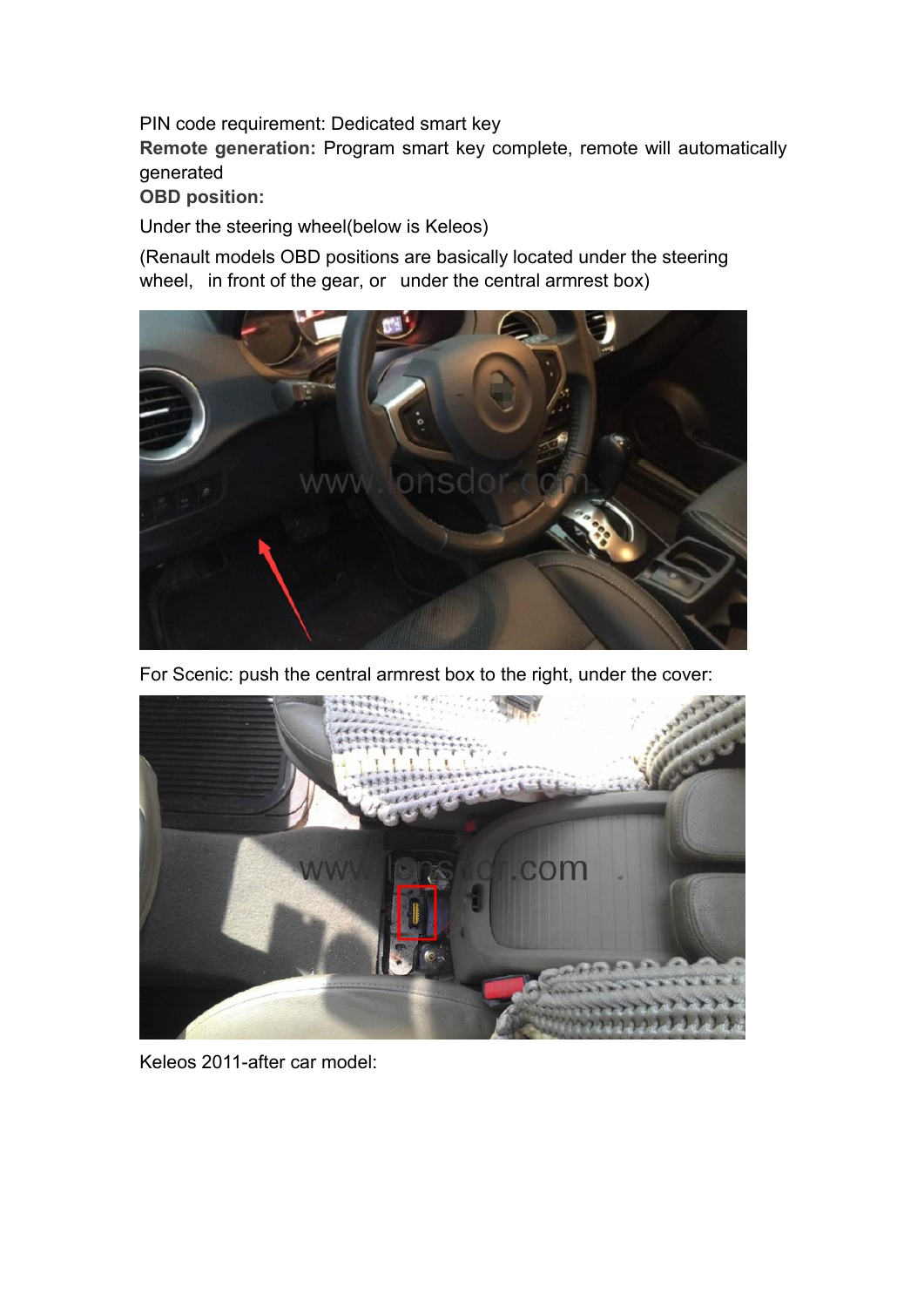PIN code requirement: Dedicated smart key

**Remote generation:** Program smart key complete, remote will automatically generated

**OBD position:**

Under the steering wheel(below is Keleos)

(Renault models OBD positions are basically located under the steering wheel, in front of the gear, or under the central armrest box)

For Scenic: push the central armrest box to the right, under the cover:

Keleos 2011-after car model: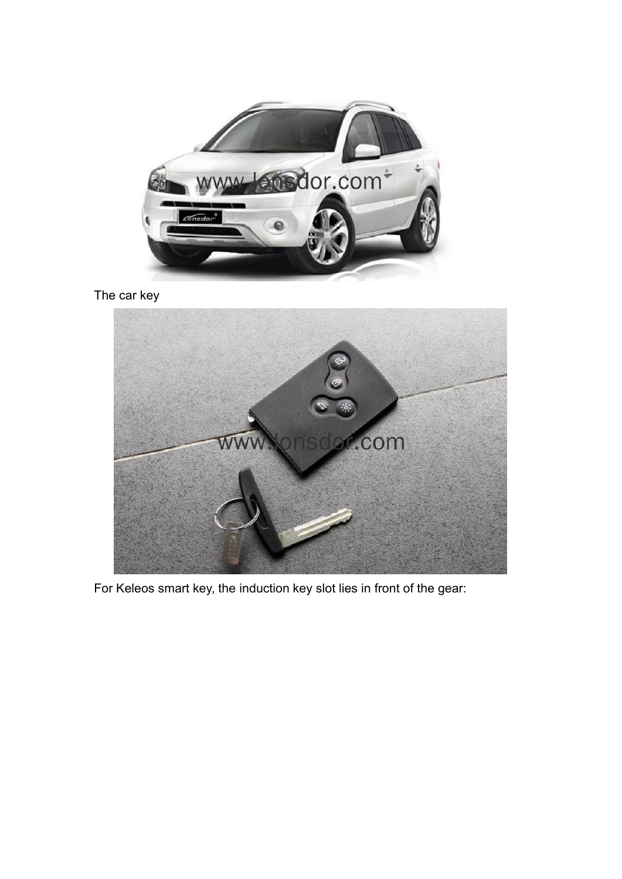The car key

For Keleos smart key, the induction key slot lies in front of the gear: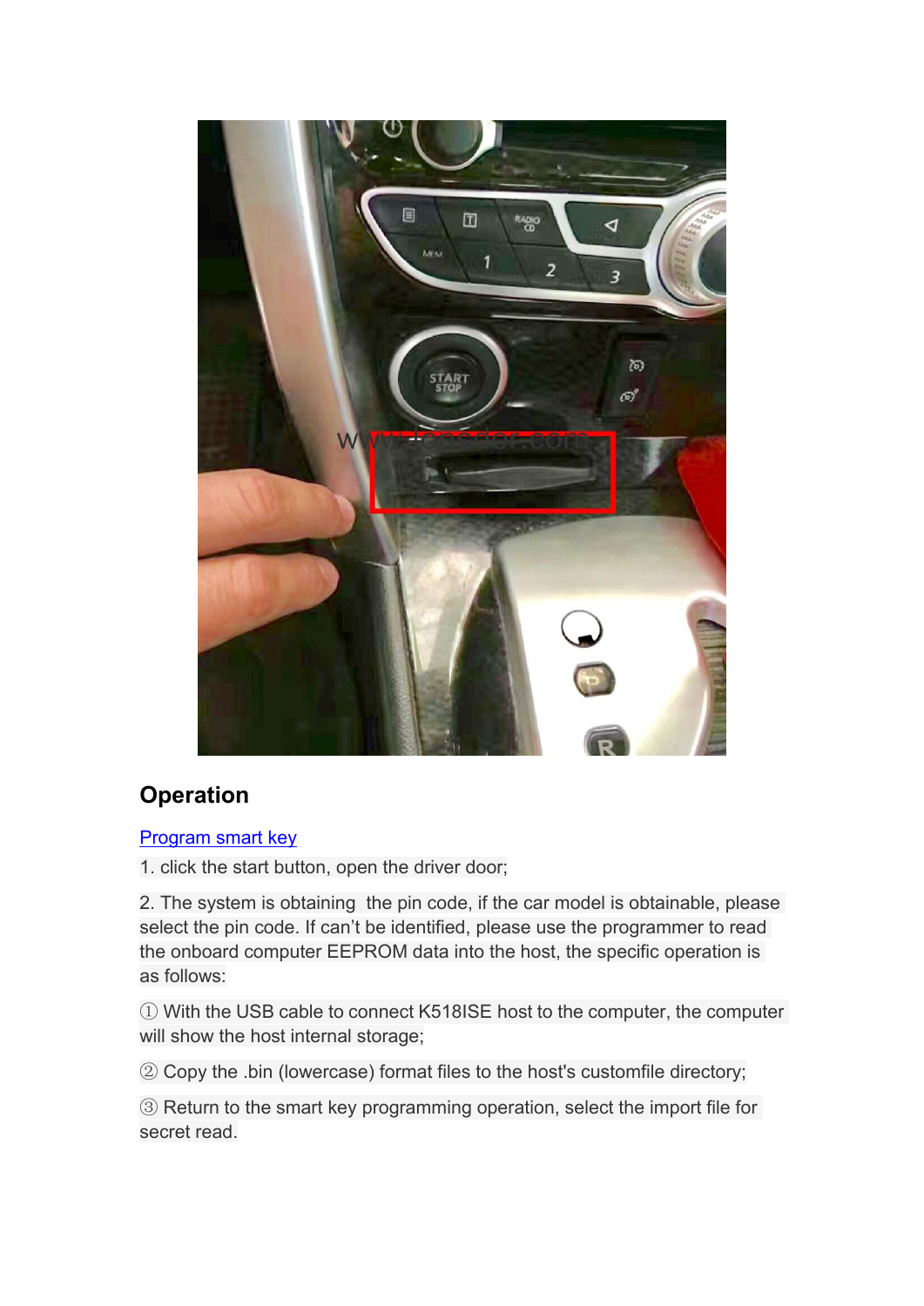## Operation

Program smart key

1. click the start button, open the driver door;

2. The system is obtaining  the pin code, if the car model is obtainable, please select the pin code. If can’t be identified, please use the programmer to read the onboard computer EEPROM data into the host, the specific operation is as follows:

① With the USB cable to connect K518ISE host to the computer, the computer will show the host internal storage;

② Copy the .bin (lowercase) format files to the host's customfile directory;

③ Return to the smart key programming operation, select the import file for secret read.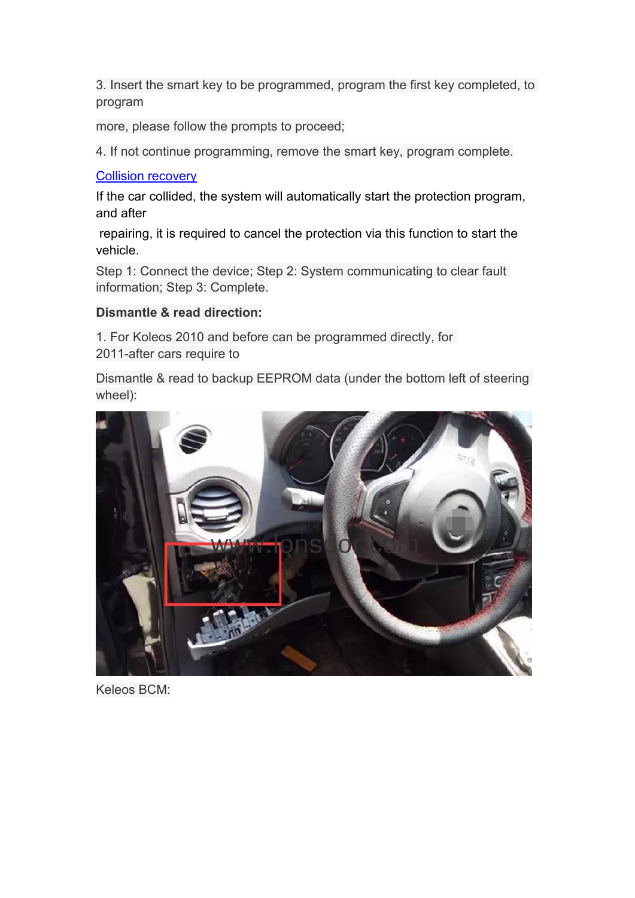3. Insert the smart key to be programmed, program the first key completed, to program

more, please follow the prompts to proceed;

4. If not continue programming, remove the smart key, program complete.

[Collision recovery]

If the car collided, the system will automatically start the protection program, and after

repairing, it is required to cancel the protection via this function to start the vehicle.

Step 1: Connect the device; Step 2: System communicating to clear fault information; Step 3: Complete.

**Dismantle & read direction:**

1. For Koleos 2010 and before can be programmed directly, for 2011-after cars require to

Dismantle & read to backup EEPROM data (under the bottom left of steering wheel):

Keleos BCM: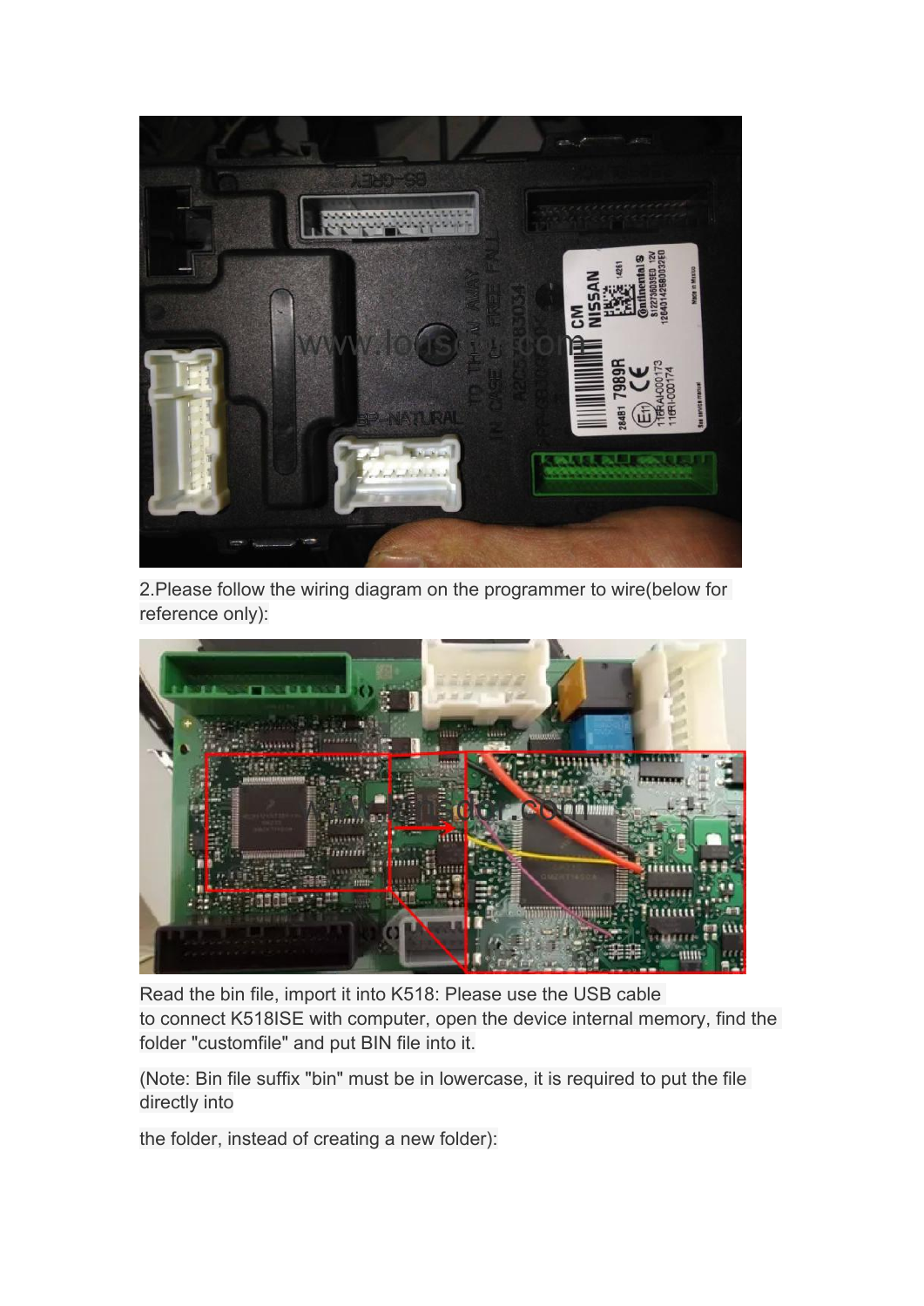2.Please follow the wiring diagram on the programmer to wire(below for reference only):

Read the bin file, import it into K518: Please use the USB cable to connect K518ISE with computer, open the device internal memory, find the folder "customfile" and put BIN file into it.

(Note: Bin file suffix "bin" must be in lowercase, it is required to put the file directly into

the folder, instead of creating a new folder):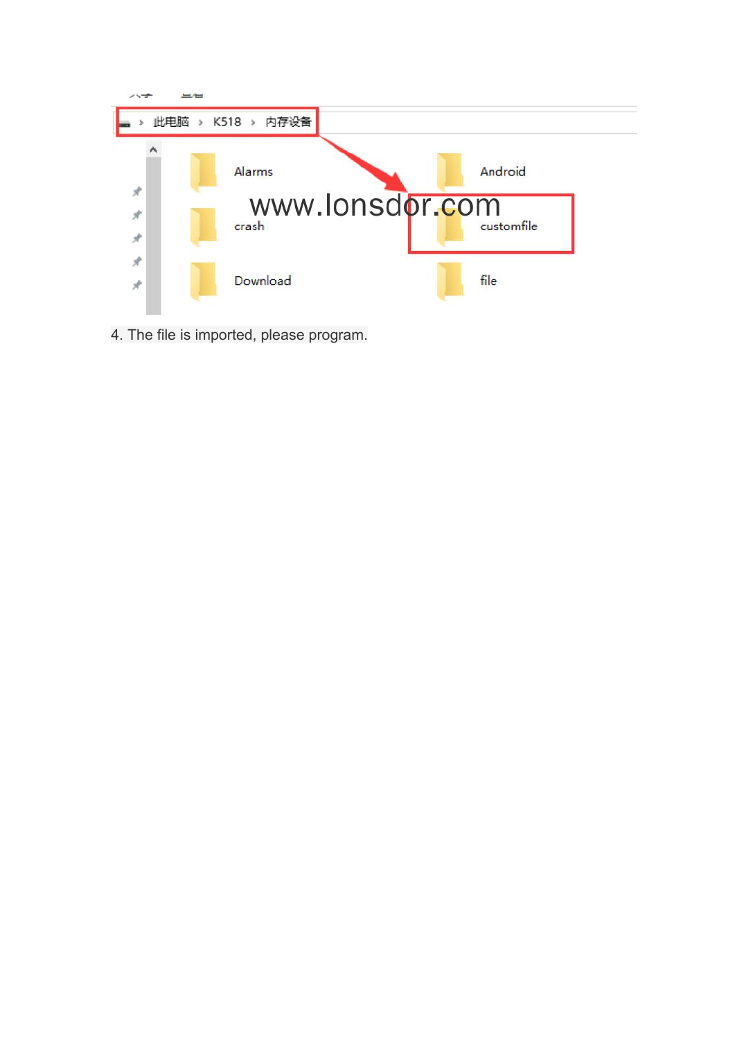4. The file is imported, please program.